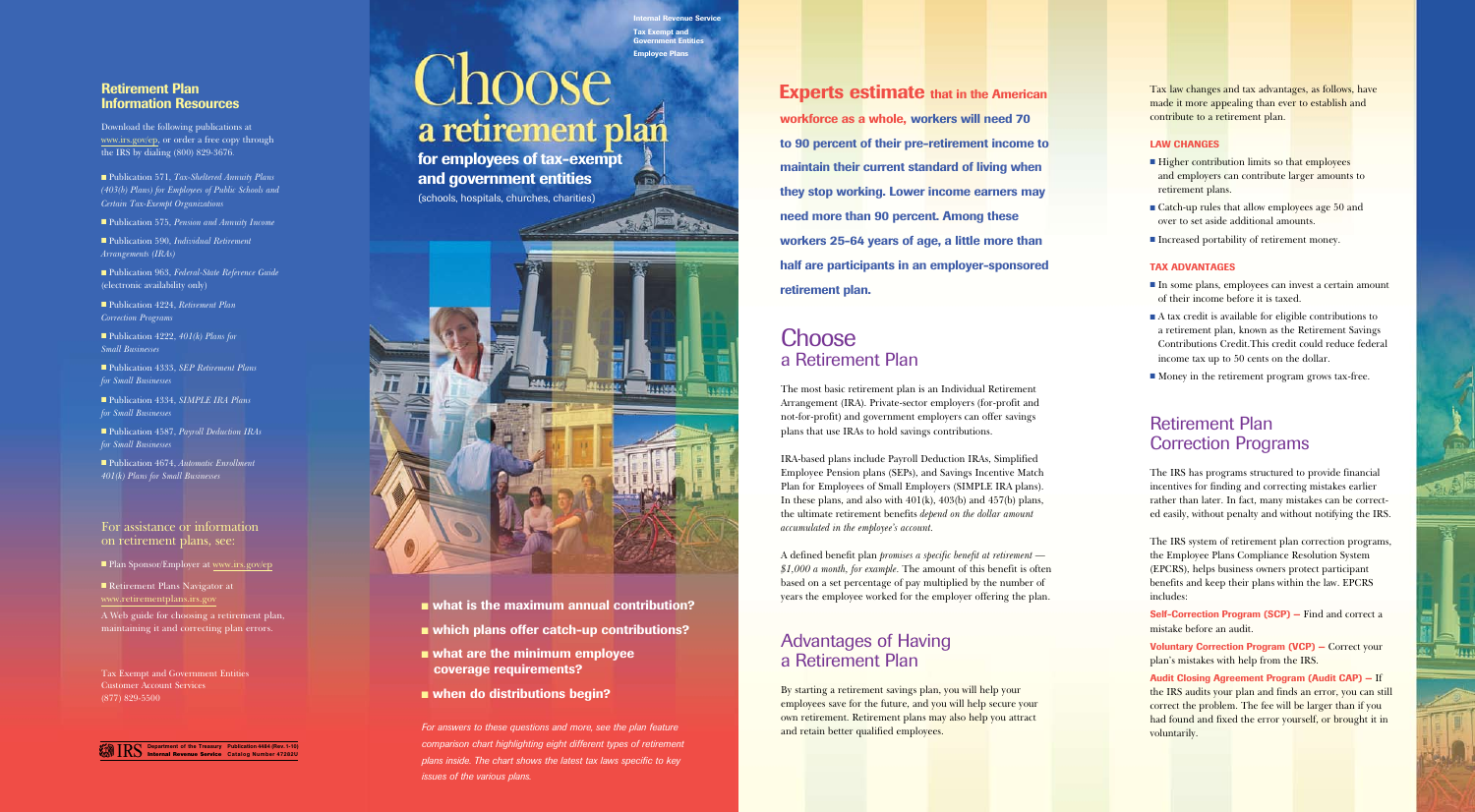## Retirement Plan Information Resources

Download the following publications at www.irs.gov/ep, or order a free copy through the IRS by dialing (800) 829-3676.

- Publication 571, *Tax-Sheltered Annuity Plans (403(b) Plans) for Employees of Public Schools and Certain Tax-Exempt Organizations*
- Publication 575, *Pension and Annuity Income*
- Publication 590, *Individual Retirement Arrangements (IRAs)*
- Publication 963, *Federal-State Reference Guide* (electronic availability only)
- Publication 4224, *Retirement Plan Correction Programs*
- Publication 4222, *401(k) Plans for Small Businesses*
- Publication 4333, *SEP Retirement Plans for Small Businesses*
- Publication 4334, *SIMPLE IRA Plans for Small Businesses*
- Publication 4587, *Payroll Deduction IRAs for Small Businesses*
- Publication 4674, *Automatic Enrollment 401(k) Plans for Small Businesses*

### For assistance or information on retirement plans, see:

- Plan Sponsor/Employer at www.irs.gov/ep
- Retirement Plans Navigator at www.retirementplans.irs.gov

A Web guide for choosing a retirement plan, maintaining it and correcting plan errors.

Tax Exempt and Government Entities
Customer Account Services
(877) 829-5500

IRS Department of the Treasury Internal Revenue Service Publication 4484 (Rev. 1-10) Catalog Number 47282U

Internal Revenue Service
Tax Exempt and Government Entities
Employee Plans

# Choose a retirement plan

## for employees of tax-exempt and government entities

(schools, hospitals, churches, charities)

- **what is the maximum annual contribution?**
- **which plans offer catch-up contributions?**
- **what are the minimum employee coverage requirements?**
- **when do distributions begin?**

*For answers to these questions and more, see the plan feature comparison chart highlighting eight different types of retirement plans inside. The chart shows the latest tax laws specific to key issues of the various plans.*

**Experts estimate that in the American workforce as a whole, workers will need 70 to 90 percent of their pre-retirement income to maintain their current standard of living when they stop working. Lower income earners may need more than 90 percent. Among these workers 25-64 years of age, a little more than half are participants in an employer-sponsored retirement plan.**

## Choose a Retirement Plan

The most basic retirement plan is an Individual Retirement Arrangement (IRA). Private-sector employers (for-profit and not-for-profit) and government employers can offer savings plans that use IRAs to hold savings contributions.

IRA-based plans include Payroll Deduction IRAs, Simplified Employee Pension plans (SEPs), and Savings Incentive Match Plan for Employees of Small Employers (SIMPLE IRA plans). In these plans, and also with 401(k), 403(b) and 457(b) plans, the ultimate retirement benefits *depend on the dollar amount accumulated in the employee's account.*

A defined benefit plan *promises a specific benefit at retirement — $1,000 a month, for example.* The amount of this benefit is often based on a set percentage of pay multiplied by the number of years the employee worked for the employer offering the plan.

## Advantages of Having a Retirement Plan

By starting a retirement savings plan, you will help your employees save for the future, and you will help secure your own retirement. Retirement plans may also help you attract and retain better qualified employees.

Tax law changes and tax advantages, as follows, have made it more appealing than ever to establish and contribute to a retirement plan.

### LAW CHANGES

- Higher contribution limits so that employees and employers can contribute larger amounts to retirement plans.
- Catch-up rules that allow employees age 50 and over to set aside additional amounts.
- Increased portability of retirement money.

### TAX ADVANTAGES

- In some plans, employees can invest a certain amount of their income before it is taxed.
- A tax credit is available for eligible contributions to a retirement plan, known as the Retirement Savings Contributions Credit. This credit could reduce federal income tax up to 50 cents on the dollar.
- Money in the retirement program grows tax-free.

## Retirement Plan Correction Programs

The IRS has programs structured to provide financial incentives for finding and correcting mistakes earlier rather than later. In fact, many mistakes can be corrected easily, without penalty and without notifying the IRS.

The IRS system of retirement plan correction programs, the Employee Plans Compliance Resolution System (EPCRS), helps business owners protect participant benefits and keep their plans within the law. EPCRS includes:

**Self-Correction Program (SCP) –** Find and correct a mistake before an audit.

**Voluntary Correction Program (VCP) –** Correct your plan's mistakes with help from the IRS.

**Audit Closing Agreement Program (Audit CAP) –** If the IRS audits your plan and finds an error, you can still correct the problem. The fee will be larger than if you had found and fixed the error yourself, or brought it in voluntarily.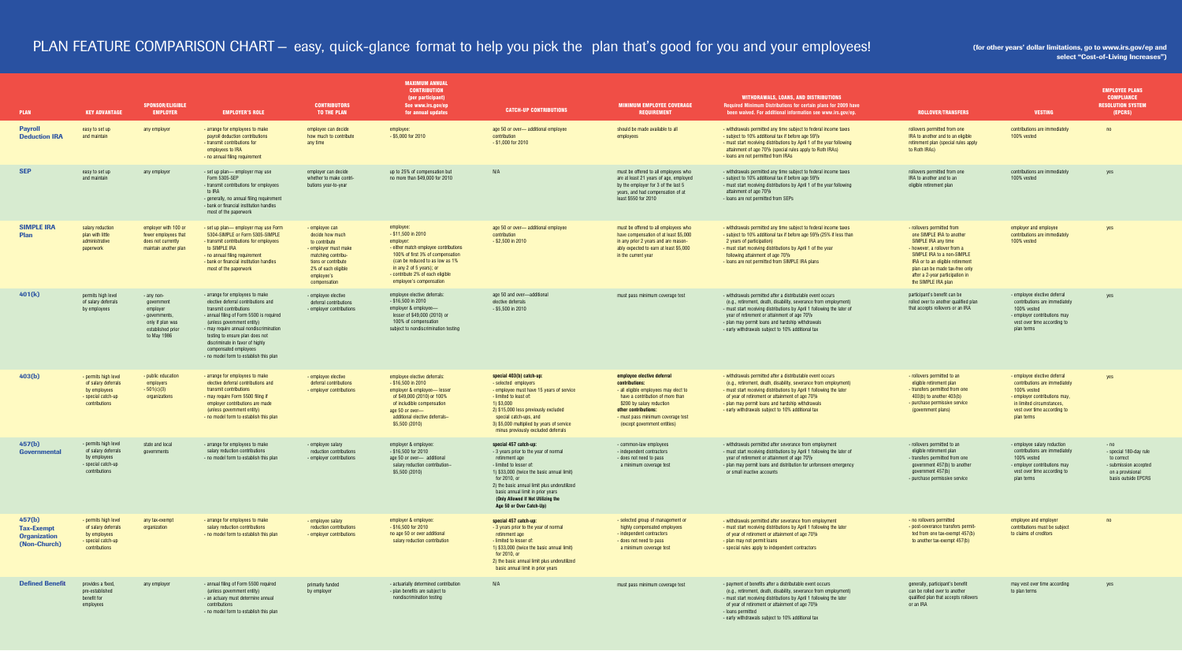# PLAN FEATURE COMPARISON CHART – easy, quick-glance format to help you pick the plan that's good for you and your employees!

**(for other years' dollar limitations, go to www.irs.gov/ep and select "Cost-of-Living Increases")**

| PLAN | KEY ADVANTAGE | SPONSOR/ELIGIBLE EMPLOYER | EMPLOYER'S ROLE | CONTRIBUTORS TO THE PLAN | MAXIMUM ANNUAL CONTRIBUTION (per participant) See www.irs.gov/ep for annual updates | CATCH-UP CONTRIBUTIONS | MINIMUM EMPLOYEE COVERAGE REQUIREMENT | WITHDRAWALS, LOANS, AND DISTRIBUTIONS Required Minimum Distributions for certain plans for 2009 have been waived. For additional information see www.irs.gov/ep. | ROLLOVER/TRANSFERS | VESTING | EMPLOYEE PLANS COMPLIANCE RESOLUTION SYSTEM (EPCRS) |
|---|---|---|---|---|---|---|---|---|---|---|---|
| **Payroll Deduction IRA** | easy to set up and maintain | any employer | - arrange for employees to make payroll deduction contributions<br>- transmit contributions for employees to IRA<br>- no annual filing requirement | employee can decide how much to contribute any time | employee:<br>- $5,000 for 2010 | age 50 or over– additional employee contribution<br>- $1,000 for 2010 | should be made available to all employees | - withdrawals permitted any time subject to federal income taxes<br>- subject to 10% additional tax if before age 59½<br>- must start receiving distributions by April 1 of the year following attainment of age 70½ (special rules apply to Roth IRAs)<br>- loans are not permitted from IRAs | rollovers permitted from one IRA to another and to an eligible retirement plan (special rules apply to Roth IRAs) | contributions are immediately 100% vested | no |
| **SEP** | easy to set up and maintain | any employer | - set up plan— employer may use Form 5305-SEP<br>- transmit contributions for employees to IRA<br>- generally, no annual filing requirement<br>- bank or financial institution handles most of the paperwork | employer can decide whether to make contributions year-to-year | up to 25% of compensation but no more than $49,000 for 2010 | N/A | must be offered to all employees who are at least 21 years of age, employed by the employer for 3 of the last 5 years, and had compensation of at least $550 for 2010 | - withdrawals permitted any time subject to federal income taxes<br>- subject to 10% additional tax if before age 59½<br>- must start receiving distributions by April 1 of the year following attainment of age 70½<br>- loans are not permitted from SEPs | rollovers permitted from one IRA to another and to an eligible retirement plan | contributions are immediately 100% vested | yes |
| **SIMPLE IRA Plan** | salary reduction plan with little administrative paperwork | employer with 100 or fewer employees that does not currently maintain another plan | - set up plan— employer may use Form 5304-SIMPLE or Form 5305-SIMPLE<br>- transmit contributions for employees to SIMPLE IRA<br>- no annual filing requirement<br>- bank or financial institution handles most of the paperwork | - employee can decide how much to contribute<br>- employer must make matching contributions or contribute 2% of each eligible employee's compensation | employee:<br>- $11,500 in 2010<br>employer:<br>- either match employee contributions 100% of first 3% of compensation (can be reduced to as low as 1% in any 2 of 5 years); or<br>- contribute 2% of each eligible employee's compensation | age 50 or over– additional employee contribution<br>- $2,500 in 2010 | must be offered to all employees who have compensation of at least $5,000 in any prior 2 years and are reasonably expected to earn at least $5,000 in the current year | - withdrawals permitted any time subject to federal income taxes<br>- subject to 10% additional tax if before age 59½ (25% if less than 2 years of participation)<br>- must start receiving distributions by April 1 of the year following attainment of age 70½<br>- loans are not permitted from SIMPLE IRA plans | - rollovers permitted from one SIMPLE IRA to another SIMPLE IRA any time<br>- however, a rollover from a SIMPLE IRA to a non-SIMPLE IRA or to an eligible retirement plan can be made tax-free only after a 2-year participation in the SIMPLE IRA plan | employer and employee contributions are immediately 100% vested | yes |
| **401(k)** | permits high level of salary deferrals by employees | - any non-government employer<br>- governments, only if plan was established prior to May 1986 | - arrange for employees to make elective deferral contributions and transmit contributions<br>- annual filing of Form 5500 is required (unless government entity)<br>- may require annual nondiscrimination testing to ensure plan does not discriminate in favor of highly compensated employees<br>- no model form to establish this plan | - employee elective deferral contributions<br>- employer contributions | employee elective deferrals:<br>- $16,500 in 2010<br>employer & employee— lesser of $49,000 (2010) or 100% of compensation<br>subject to nondiscrimination testing | age 50 and over—additional elective deferrals<br>- $5,500 in 2010 | must pass minimum coverage test | - withdrawals permitted after a distributable event occurs (e.g., retirement, death, disability, severance from employment)<br>- must start receiving distributions by April 1 following the later of year of retirement or attainment of age 70½<br>- plan may permit loans and hardship withdrawals<br>- early withdrawals subject to 10% additional tax | participant's benefit can be rolled over to another qualified plan that accepts rollovers or an IRA | - employee elective deferral contributions are immediately 100% vested<br>- employer contributions may vest over time according to plan terms | yes |
| **403(b)** | - permits high level of salary deferrals by employees<br>- special catch-up contributions | - public education employers<br>- 501(c)(3) organizations | - arrange for employees to make elective deferral contributions and transmit contributions<br>- may require Form 5500 filing if employer contributions are made (unless government entity)<br>- no model form to establish this plan | - employee elective deferral contributions<br>- employer contributions | employee elective deferrals:<br>- $16,500 in 2010<br>employer & employee— lesser of $49,000 (2010) or 100% of includible compensation<br>age 50 or over— additional elective deferrals– $5,500 (2010) | **special 403(b) catch-up:**<br>- selected employers<br>- employee must have 15 years of service<br>- limited to least of:<br>1) $3,000<br>2) $15,000 less previously excluded special catch-ups, and<br>3) $5,000 multiplied by years of service minus previously excluded deferrals | **employee elective deferral contributions:**<br>- all eligible employees may elect to have a contribution of more than $200 by salary reduction<br>**other contributions:**<br>- must pass minimum coverage test (except government entities) | - withdrawals permitted after a distributable event occurs (e.g., retirement, death, disability, severance from employment)<br>- must start receiving distributions by April 1 following the later of year of retirement or attainment of age 70½<br>- plan may permit loans and hardship withdrawals<br>- early withdrawals subject to 10% additional tax | - rollovers permitted to an eligible retirement plan<br>- transfers permitted from one 403(b) to another 403(b)<br>- purchase permissive service (government plans) | - employee elective deferral contributions are immediately 100% vested<br>- employer contributions may, in limited circumstances, vest over time according to plan terms | yes |
| **457(b) Governmental** | - permits high level of salary deferrals by employees<br>- special catch-up contributions | state and local governments | - arrange for employees to make salary reduction contributions<br>- no model form to establish this plan | - employee salary reduction contributions<br>- employer contributions | employer & employee:<br>- $16,500 for 2010<br>age 50 or over— additional salary reduction contribution– $5,500 (2010) | **special 457 catch-up:**<br>- 3 years prior to the year of normal retirement age<br>- limited to lesser of:<br>1) $33,000 (twice the basic annual limit) for 2010, or<br>2) the basic annual limit plus underutilized basic annual limit in prior years<br>**(Only Allowed if Not Utilizing the Age 50 or Over Catch-Up)** | - common-law employees<br>- independent contractors<br>- does not need to pass a minimum coverage test | - withdrawals permitted after severance from employment<br>- must start receiving distributions by April 1 following the later of year of retirement or attainment of age 70½<br>- plan may permit loans and distribution for unforeseen emergency or small inactive accounts | - rollovers permitted to an eligible retirement plan<br>- transfers permitted from one government 457(b) to another government 457(b)<br>- purchase permissive service | - employee salary reduction contributions are immediately 100% vested<br>- employer contributions may vest over time according to plan terms | - no<br>- special 180-day rule to correct<br>- submission accepted on a provisional basis outside EPCRS |
| **457(b) Tax-Exempt Organization (Non-Church)** | - permits high level of salary deferrals by employees<br>- special catch-up contributions | any tax-exempt organization | - arrange for employees to make salary reduction contributions<br>- no model form to establish this plan | - employee salary reduction contributions<br>- employer contributions | employer & employee:<br>- $16,500 for 2010<br>no age 50 or over additional salary reduction contribution | **special 457 catch-up:**<br>- 3 years prior to the year of normal retirement age<br>- limited to lesser of:<br>1) $33,000 (twice the basic annual limit) for 2010, or<br>2) the basic annual limit plus underutilized basic annual limit in prior years | - selected group of management or highly compensated employees<br>- independent contractors<br>- does not need to pass a minimum coverage test | - withdrawals permitted after severance from employment<br>- must start receiving distributions by April 1 following the later of year of retirement or attainment of age 70½<br>- plan may not permit loans<br>- special rules apply to independent contractors | - no rollovers permitted<br>- post-severance transfers permitted from one tax-exempt 457(b) to another tax-exempt 457(b) | employee and employer contributions must be subject to claims of creditors | no |
| **Defined Benefit** | provides a fixed, pre-established benefit for employees | any employer | - annual filing of Form 5500 required (unless government entity)<br>- an actuary must determine annual contributions<br>- no model form to establish this plan | primarily funded by employer | - actuarially determined contribution<br>- plan benefits are subject to nondiscrimination testing | N/A | must pass minimum coverage test | - payment of benefits after a distributable event occurs (e.g., retirement, death, disability, severance from employment)<br>- must start receiving distributions by April 1 following the later of year of retirement or attainment of age 70½<br>- loans permitted<br>- early withdrawals subject to 10% additional tax | generally, participant's benefit can be rolled over to another qualified plan that accepts rollovers or an IRA | may vest over time according to plan terms | yes |